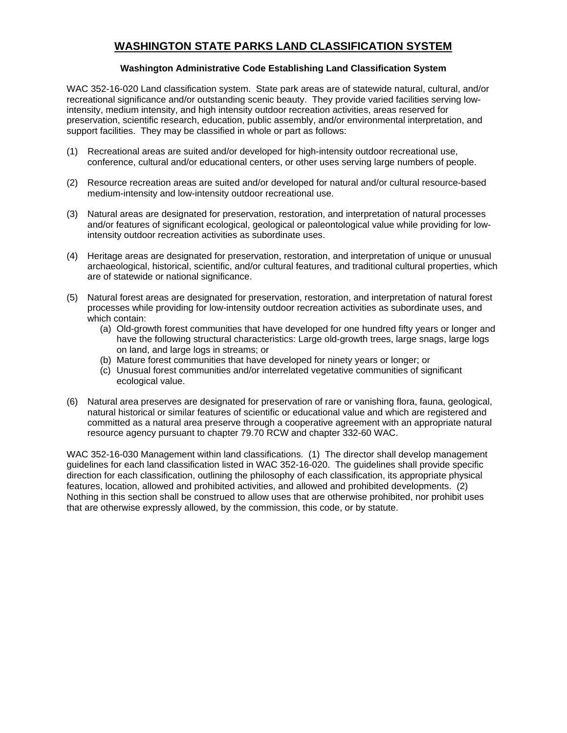# WASHINGTON STATE PARKS LAND CLASSIFICATION SYSTEM

### Washington Administrative Code Establishing Land Classification System

WAC 352-16-020 Land classification system. State park areas are of statewide natural, cultural, and/or recreational significance and/or outstanding scenic beauty. They provide varied facilities serving low-intensity, medium intensity, and high intensity outdoor recreation activities, areas reserved for preservation, scientific research, education, public assembly, and/or environmental interpretation, and support facilities. They may be classified in whole or part as follows:

(1) Recreational areas are suited and/or developed for high-intensity outdoor recreational use, conference, cultural and/or educational centers, or other uses serving large numbers of people.

(2) Resource recreation areas are suited and/or developed for natural and/or cultural resource-based medium-intensity and low-intensity outdoor recreational use.

(3) Natural areas are designated for preservation, restoration, and interpretation of natural processes and/or features of significant ecological, geological or paleontological value while providing for low-intensity outdoor recreation activities as subordinate uses.

(4) Heritage areas are designated for preservation, restoration, and interpretation of unique or unusual archaeological, historical, scientific, and/or cultural features, and traditional cultural properties, which are of statewide or national significance.

(5) Natural forest areas are designated for preservation, restoration, and interpretation of natural forest processes while providing for low-intensity outdoor recreation activities as subordinate uses, and which contain:
   (a) Old-growth forest communities that have developed for one hundred fifty years or longer and have the following structural characteristics: Large old-growth trees, large snags, large logs on land, and large logs in streams; or
   (b) Mature forest communities that have developed for ninety years or longer; or
   (c) Unusual forest communities and/or interrelated vegetative communities of significant ecological value.

(6) Natural area preserves are designated for preservation of rare or vanishing flora, fauna, geological, natural historical or similar features of scientific or educational value and which are registered and committed as a natural area preserve through a cooperative agreement with an appropriate natural resource agency pursuant to chapter 79.70 RCW and chapter 332-60 WAC.

WAC 352-16-030 Management within land classifications. (1) The director shall develop management guidelines for each land classification listed in WAC 352-16-020. The guidelines shall provide specific direction for each classification, outlining the philosophy of each classification, its appropriate physical features, location, allowed and prohibited activities, and allowed and prohibited developments. (2) Nothing in this section shall be construed to allow uses that are otherwise prohibited, nor prohibit uses that are otherwise expressly allowed, by the commission, this code, or by statute.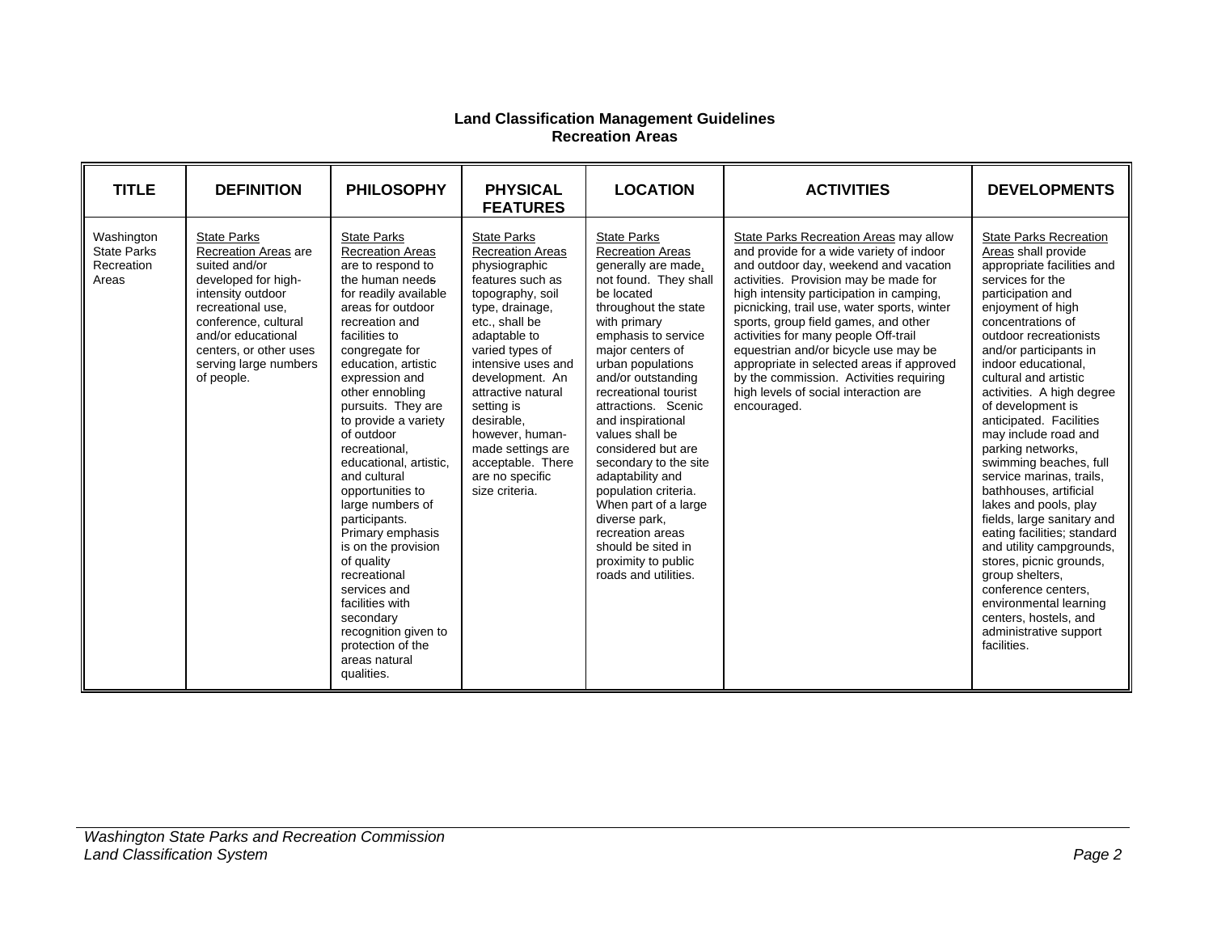## Land Classification Management Guidelines
## Recreation Areas

| TITLE | DEFINITION | PHILOSOPHY | PHYSICAL FEATURES | LOCATION | ACTIVITIES | DEVELOPMENTS |
|---|---|---|---|---|---|---|
| Washington State Parks Recreation Areas | State Parks Recreation Areas are suited and/or developed for high-intensity outdoor recreational use, conference, cultural and/or educational centers, or other uses serving large numbers of people. | State Parks Recreation Areas are to respond to the human needs for readily available areas for outdoor recreation and facilities to congregate for education, artistic expression and other ennobling pursuits. They are to provide a variety of outdoor recreational, educational, artistic, and cultural opportunities to large numbers of participants. Primary emphasis is on the provision of quality recreational services and facilities with secondary recognition given to protection of the areas natural qualities. | State Parks Recreation Areas physiographic features such as topography, soil type, drainage, etc., shall be adaptable to varied types of intensive uses and development. An attractive natural setting is desirable, however, human-made settings are acceptable. There are no specific size criteria. | State Parks Recreation Areas generally are made, not found. They shall be located throughout the state with primary emphasis to service major centers of urban populations and/or outstanding recreational tourist attractions. Scenic and inspirational values shall be considered but are secondary to the site adaptability and population criteria. When part of a large diverse park, recreation areas should be sited in proximity to public roads and utilities. | State Parks Recreation Areas may allow and provide for a wide variety of indoor and outdoor day, weekend and vacation activities. Provision may be made for high intensity participation in camping, picnicking, trail use, water sports, winter sports, group field games, and other activities for many people Off-trail equestrian and/or bicycle use may be appropriate in selected areas if approved by the commission. Activities requiring high levels of social interaction are encouraged. | State Parks Recreation Areas shall provide appropriate facilities and services for the participation and enjoyment of high concentrations of outdoor recreationists and/or participants in indoor educational, cultural and artistic activities. A high degree of development is anticipated. Facilities may include road and parking networks, swimming beaches, full service marinas, trails, bathhouses, artificial lakes and pools, play fields, large sanitary and eating facilities; standard and utility campgrounds, stores, picnic grounds, group shelters, conference centers, environmental learning centers, hostels, and administrative support facilities. |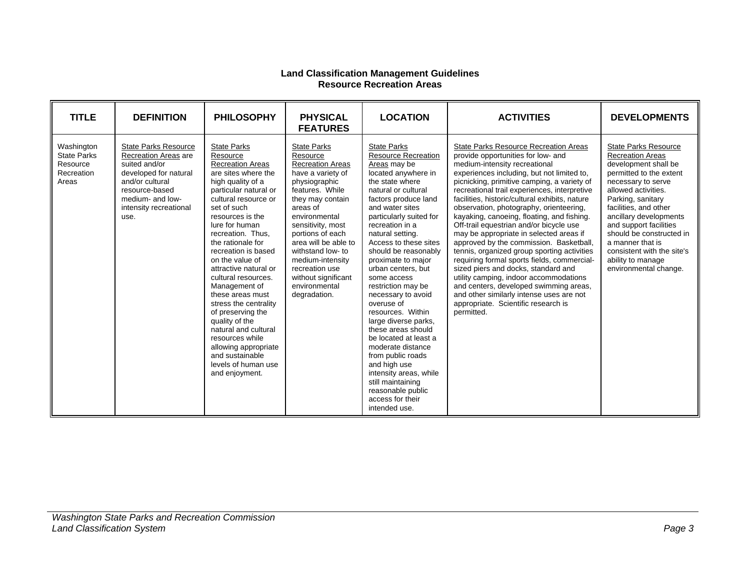**Land Classification Management Guidelines**
**Resource Recreation Areas**

| TITLE | DEFINITION | PHILOSOPHY | PHYSICAL FEATURES | LOCATION | ACTIVITIES | DEVELOPMENTS |
|---|---|---|---|---|---|---|
| Washington State Parks Resource Recreation Areas | State Parks Resource Recreation Areas are suited and/or developed for natural and/or cultural resource-based medium- and low-intensity recreational use. | State Parks Resource Recreation Areas are sites where the high quality of a particular natural or cultural resource or set of such resources is the lure for human recreation. Thus, the rationale for recreation is based on the value of attractive natural or cultural resources. Management of these areas must stress the centrality of preserving the quality of the natural and cultural resources while allowing appropriate and sustainable levels of human use and enjoyment. | State Parks Resource Recreation Areas have a variety of physiographic features. While they may contain areas of environmental sensitivity, most portions of each area will be able to withstand low- to medium-intensity recreation use without significant environmental degradation. | State Parks Resource Recreation Areas may be located anywhere in the state where natural or cultural factors produce land and water sites particularly suited for recreation in a natural setting. Access to these sites should be reasonably proximate to major urban centers, but some access restriction may be necessary to avoid overuse of resources. Within large diverse parks, these areas should be located at least a moderate distance from public roads and high use intensity areas, while still maintaining reasonable public access for their intended use. | State Parks Resource Recreation Areas provide opportunities for low- and medium-intensity recreational experiences including, but not limited to, picnicking, primitive camping, a variety of recreational trail experiences, interpretive facilities, historic/cultural exhibits, nature observation, photography, orienteering, kayaking, canoeing, floating, and fishing. Off-trail equestrian and/or bicycle use may be appropriate in selected areas if approved by the commission. Basketball, tennis, organized group sporting activities requiring formal sports fields, commercial-sized piers and docks, standard and utility camping, indoor accommodations and centers, developed swimming areas, and other similarly intense uses are not appropriate. Scientific research is permitted. | State Parks Resource Recreation Areas development shall be permitted to the extent necessary to serve allowed activities. Parking, sanitary facilities, and other ancillary developments and support facilities should be constructed in a manner that is consistent with the site's ability to manage environmental change. |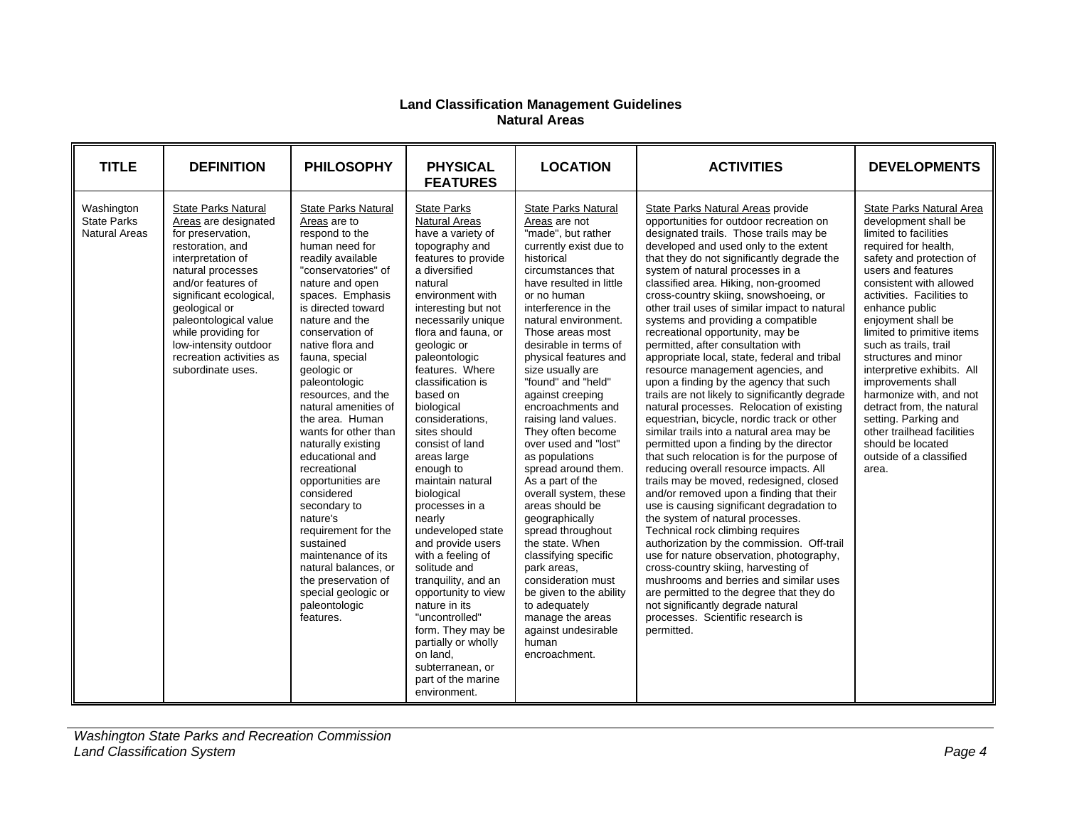# Land Classification Management Guidelines
## Natural Areas

| TITLE | DEFINITION | PHILOSOPHY | PHYSICAL FEATURES | LOCATION | ACTIVITIES | DEVELOPMENTS |
|---|---|---|---|---|---|---|
| Washington State Parks Natural Areas | State Parks Natural Areas are designated for preservation, restoration, and interpretation of natural processes and/or features of significant ecological, geological or paleontological value while providing for low-intensity outdoor recreation activities as subordinate uses. | State Parks Natural Areas are to respond to the human need for readily available "conservatories" of nature and open spaces. Emphasis is directed toward nature and the conservation of native flora and fauna, special geologic or paleontologic resources, and the natural amenities of the area. Human wants for other than naturally existing educational and recreational opportunities are considered secondary to nature's requirement for the sustained maintenance of its natural balances, or the preservation of special geologic or paleontologic features. | State Parks Natural Areas have a variety of topography and features to provide a diversified natural environment with interesting but not necessarily unique flora and fauna, or geologic or paleontologic features. Where classification is based on biological considerations, sites should consist of land areas large enough to maintain natural biological processes in a nearly undeveloped state and provide users with a feeling of solitude and tranquility, and an opportunity to view nature in its "uncontrolled" form. They may be partially or wholly on land, subterranean, or part of the marine environment. | State Parks Natural Areas are not "made", but rather currently exist due to historical circumstances that have resulted in little or no human interference in the natural environment. Those areas most desirable in terms of physical features and size usually are "found" and "held" against creeping encroachments and raising land values. They often become over used and "lost" as populations spread around them. As a part of the overall system, these areas should be geographically spread throughout the state. When classifying specific park areas, consideration must be given to the ability to adequately manage the areas against undesirable human encroachment. | State Parks Natural Areas provide opportunities for outdoor recreation on designated trails. Those trails may be developed and used only to the extent that they do not significantly degrade the system of natural processes in a classified area. Hiking, non-groomed cross-country skiing, snowshoeing, or other trail uses of similar impact to natural systems and providing a compatible recreational opportunity, may be permitted, after consultation with appropriate local, state, federal and tribal resource management agencies, and upon a finding by the agency that such trails are not likely to significantly degrade natural processes. Relocation of existing equestrian, bicycle, nordic track or other similar trails into a natural area may be permitted upon a finding by the director that such relocation is for the purpose of reducing overall resource impacts. All trails may be moved, redesigned, closed and/or removed upon a finding that their use is causing significant degradation to the system of natural processes. Technical rock climbing requires authorization by the commission. Off-trail use for nature observation, photography, cross-country skiing, harvesting of mushrooms and berries and similar uses are permitted to the degree that they do not significantly degrade natural processes. Scientific research is permitted. | State Parks Natural Area development shall be limited to facilities required for health, safety and protection of users and features consistent with allowed activities. Facilities to enhance public enjoyment shall be limited to primitive items such as trails, trail structures and minor interpretive exhibits. All improvements shall harmonize with, and not detract from, the natural setting. Parking and other trailhead facilities should be located outside of a classified area. |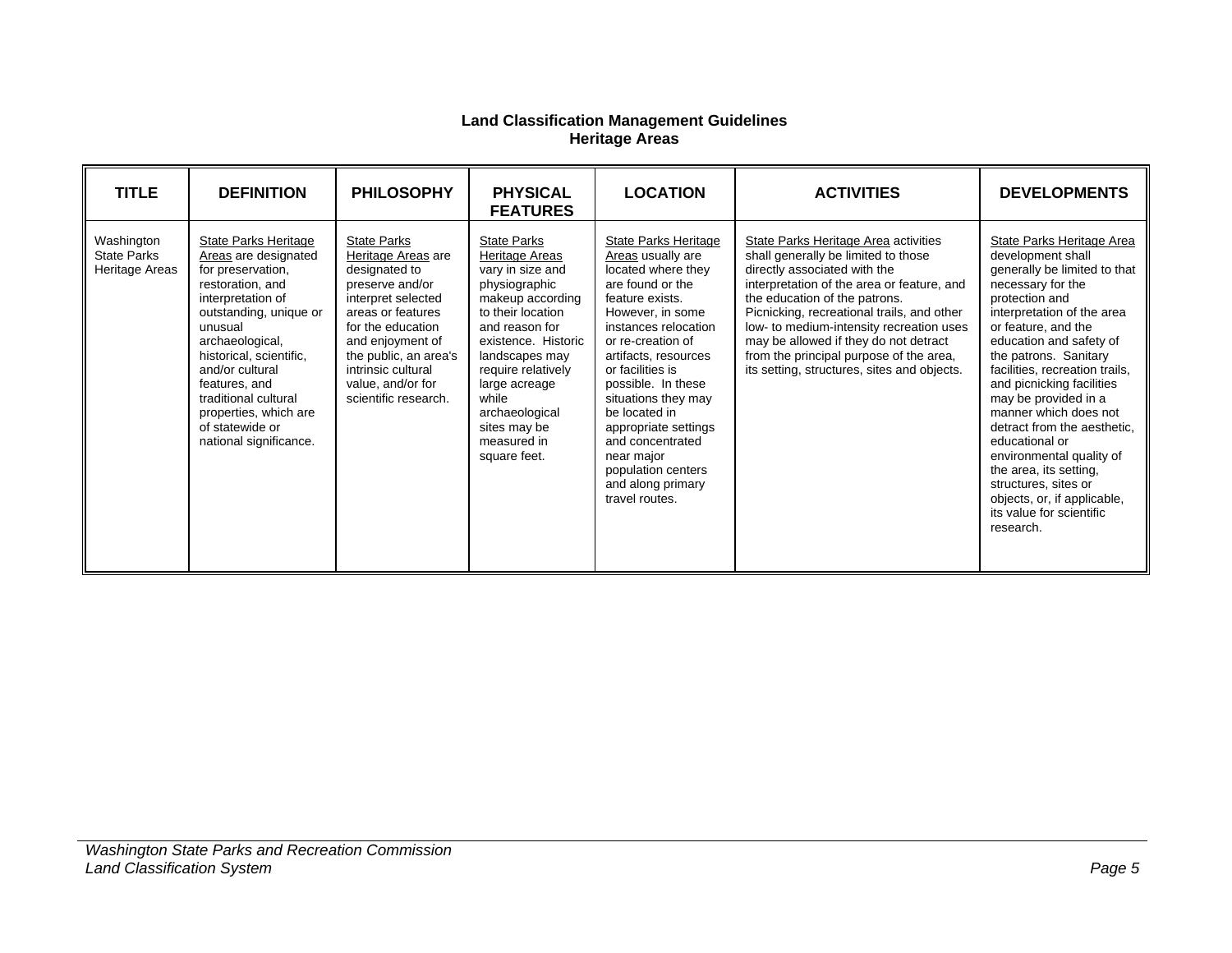## Land Classification Management Guidelines
## Heritage Areas

| TITLE | DEFINITION | PHILOSOPHY | PHYSICAL FEATURES | LOCATION | ACTIVITIES | DEVELOPMENTS |
|---|---|---|---|---|---|---|
| Washington State Parks Heritage Areas | State Parks Heritage Areas are designated for preservation, restoration, and interpretation of outstanding, unique or unusual archaeological, historical, scientific, and/or cultural features, and traditional cultural properties, which are of statewide or national significance. | State Parks Heritage Areas are designated to preserve and/or interpret selected areas or features for the education and enjoyment of the public, an area's intrinsic cultural value, and/or for scientific research. | State Parks Heritage Areas vary in size and physiographic makeup according to their location and reason for existence. Historic landscapes may require relatively large acreage while archaeological sites may be measured in square feet. | State Parks Heritage Areas usually are located where they are found or the feature exists. However, in some instances relocation or re-creation of artifacts, resources or facilities is possible. In these situations they may be located in appropriate settings and concentrated near major population centers and along primary travel routes. | State Parks Heritage Area activities shall generally be limited to those directly associated with the interpretation of the area or feature, and the education of the patrons. Picnicking, recreational trails, and other low- to medium-intensity recreation uses may be allowed if they do not detract from the principal purpose of the area, its setting, structures, sites and objects. | State Parks Heritage Area development shall generally be limited to that necessary for the protection and interpretation of the area or feature, and the education and safety of the patrons. Sanitary facilities, recreation trails, and picnicking facilities may be provided in a manner which does not detract from the aesthetic, educational or environmental quality of the area, its setting, structures, sites or objects, or, if applicable, its value for scientific research. |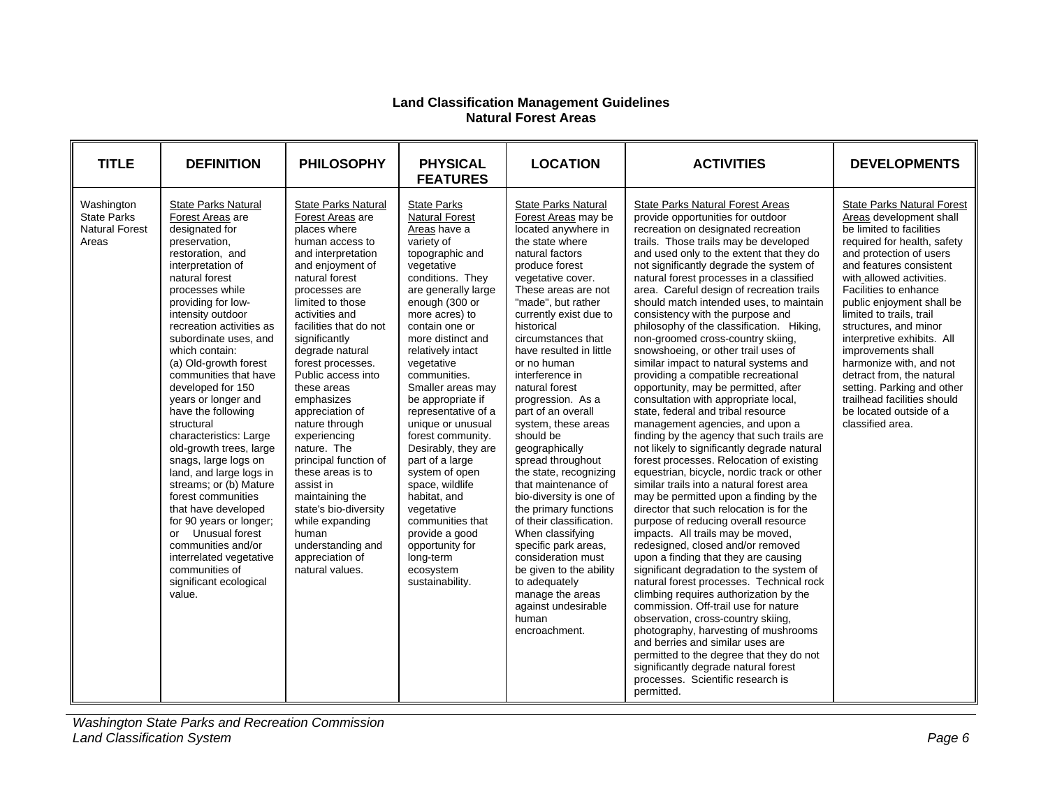## Land Classification Management Guidelines
## Natural Forest Areas

| TITLE | DEFINITION | PHILOSOPHY | PHYSICAL FEATURES | LOCATION | ACTIVITIES | DEVELOPMENTS |
|---|---|---|---|---|---|---|
| Washington State Parks Natural Forest Areas | State Parks Natural Forest Areas are designated for preservation, restoration, and interpretation of natural forest processes while providing for low-intensity outdoor recreation activities as subordinate uses, and which contain: (a) Old-growth forest communities that have developed for 150 years or longer and have the following structural characteristics: Large old-growth trees, large snags, large logs on land, and large logs in streams; or (b) Mature forest communities that have developed for 90 years or longer; or Unusual forest communities and/or interrelated vegetative communities of significant ecological value. | State Parks Natural Forest Areas are places where human access to and interpretation and enjoyment of natural forest processes are limited to those activities and facilities that do not significantly degrade natural forest processes. Public access into these areas emphasizes appreciation of nature through experiencing nature. The principal function of these areas is to assist in maintaining the state's bio-diversity while expanding human understanding and appreciation of natural values. | State Parks Natural Forest Areas have a variety of topographic and vegetative conditions. They are generally large enough (300 or more acres) to contain one or more distinct and relatively intact vegetative communities. Smaller areas may be appropriate if representative of a unique or unusual forest community. Desirably, they are part of a large system of open space, wildlife habitat, and vegetative communities that provide a good opportunity for long-term ecosystem sustainability. | State Parks Natural Forest Areas may be located anywhere in the state where natural factors produce forest vegetative cover. These areas are not "made", but rather currently exist due to historical circumstances that have resulted in little or no human interference in natural forest progression. As a part of an overall system, these areas should be geographically spread throughout the state, recognizing that maintenance of bio-diversity is one of the primary functions of their classification. When classifying specific park areas, consideration must be given to the ability to adequately manage the areas against undesirable human encroachment. | State Parks Natural Forest Areas provide opportunities for outdoor recreation on designated recreation trails. Those trails may be developed and used only to the extent that they do not significantly degrade the system of natural forest processes in a classified area. Careful design of recreation trails should match intended uses, to maintain consistency with the purpose and philosophy of the classification. Hiking, non-groomed cross-country skiing, snowshoeing, or other trail uses of similar impact to natural systems and providing a compatible recreational opportunity, may be permitted, after consultation with appropriate local, state, federal and tribal resource management agencies, and upon a finding by the agency that such trails are not likely to significantly degrade natural forest processes. Relocation of existing equestrian, bicycle, nordic track or other similar trails into a natural forest area may be permitted upon a finding by the director that such relocation is for the purpose of reducing overall resource impacts. All trails may be moved, redesigned, closed and/or removed upon a finding that they are causing significant degradation to the system of natural forest processes. Technical rock climbing requires authorization by the commission. Off-trail use for nature observation, cross-country skiing, photography, harvesting of mushrooms and berries and similar uses are permitted to the degree that they do not significantly degrade natural forest processes. Scientific research is permitted. | State Parks Natural Forest Areas development shall be limited to facilities required for health, safety and protection of users and features consistent with allowed activities. Facilities to enhance public enjoyment shall be limited to trails, trail structures, and minor interpretive exhibits. All improvements shall harmonize with, and not detract from, the natural setting. Parking and other trailhead facilities should be located outside of a classified area. |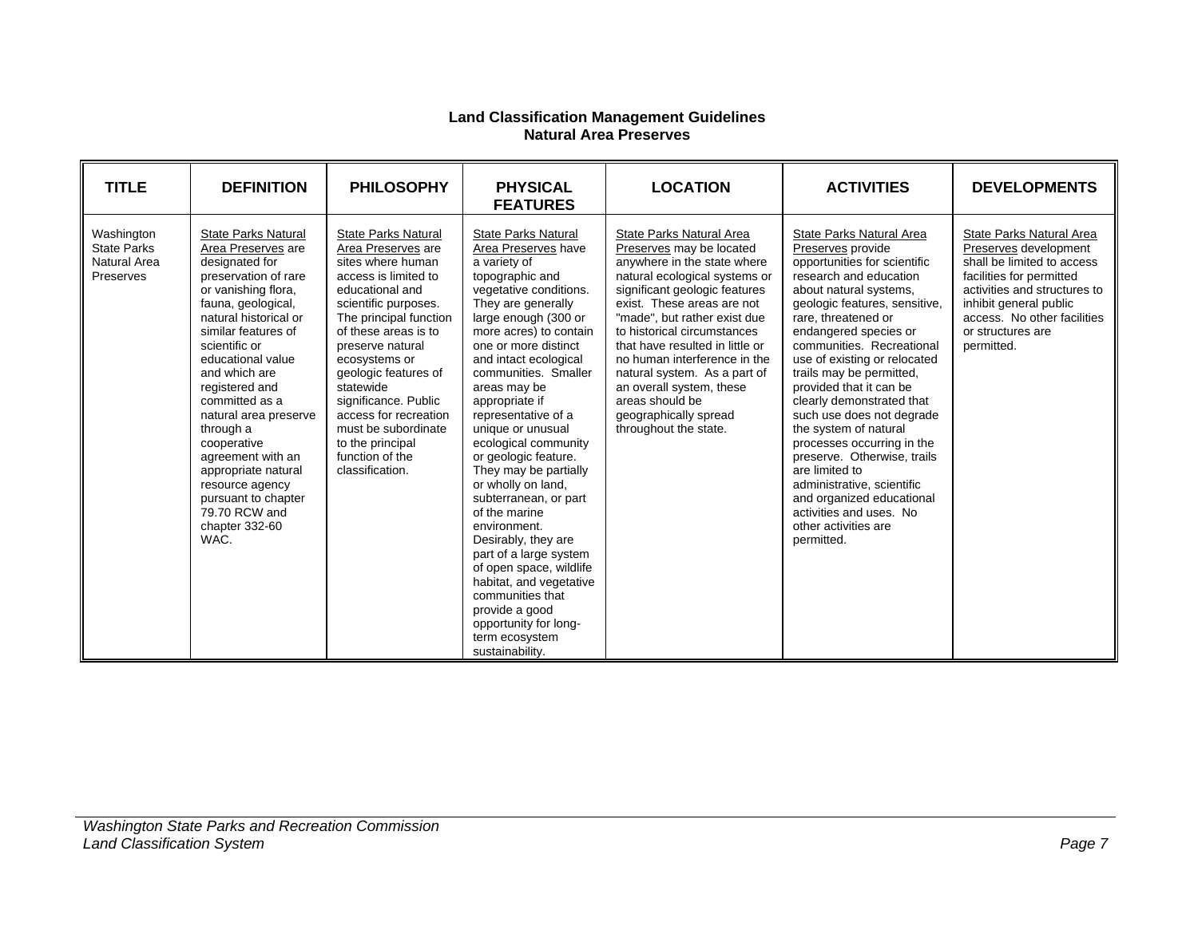**Land Classification Management Guidelines**
**Natural Area Preserves**

| TITLE | DEFINITION | PHILOSOPHY | PHYSICAL FEATURES | LOCATION | ACTIVITIES | DEVELOPMENTS |
|---|---|---|---|---|---|---|
| Washington State Parks Natural Area Preserves | State Parks Natural Area Preserves are designated for preservation of rare or vanishing flora, fauna, geological, natural historical or similar features of scientific or educational value and which are registered and committed as a natural area preserve through a cooperative agreement with an appropriate natural resource agency pursuant to chapter 79.70 RCW and chapter 332-60 WAC. | State Parks Natural Area Preserves are sites where human access is limited to educational and scientific purposes. The principal function of these areas is to preserve natural ecosystems or geologic features of statewide significance. Public access for recreation must be subordinate to the principal function of the classification. | State Parks Natural Area Preserves have a variety of topographic and vegetative conditions. They are generally large enough (300 or more acres) to contain one or more distinct and intact ecological communities. Smaller areas may be appropriate if representative of a unique or unusual ecological community or geologic feature. They may be partially or wholly on land, subterranean, or part of the marine environment. Desirably, they are part of a large system of open space, wildlife habitat, and vegetative communities that provide a good opportunity for long-term ecosystem sustainability. | State Parks Natural Area Preserves may be located anywhere in the state where natural ecological systems or significant geologic features exist. These areas are not "made", but rather exist due to historical circumstances that have resulted in little or no human interference in the natural system. As a part of an overall system, these areas should be geographically spread throughout the state. | State Parks Natural Area Preserves provide opportunities for scientific research and education about natural systems, geologic features, sensitive, rare, threatened or endangered species or communities. Recreational use of existing or relocated trails may be permitted, provided that it can be clearly demonstrated that such use does not degrade the system of natural processes occurring in the preserve. Otherwise, trails are limited to administrative, scientific and organized educational activities and uses. No other activities are permitted. | State Parks Natural Area Preserves development shall be limited to access facilities for permitted activities and structures to inhibit general public access. No other facilities or structures are permitted. |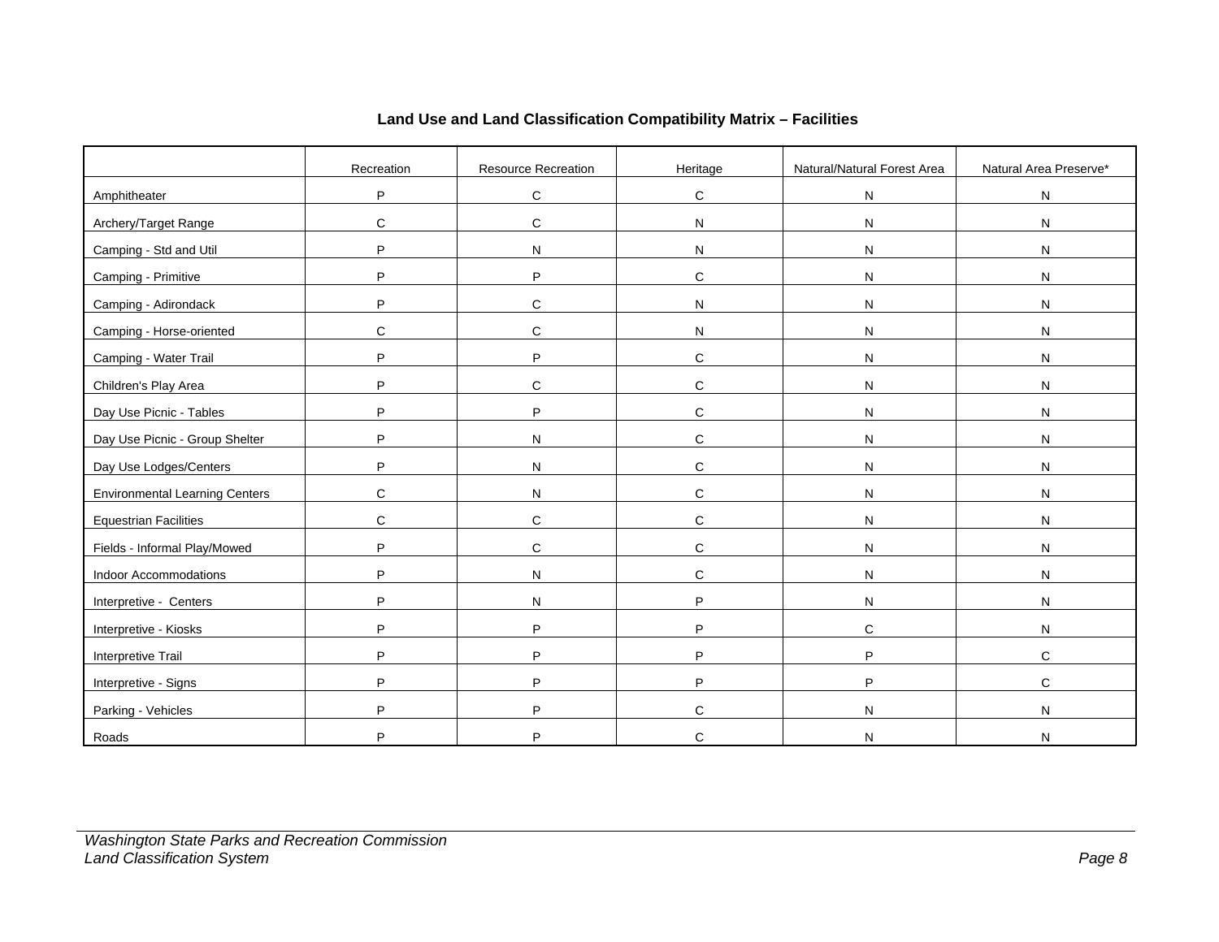## Land Use and Land Classification Compatibility Matrix – Facilities

| | Recreation | Resource Recreation | Heritage | Natural/Natural Forest Area | Natural Area Preserve* |
|---|---|---|---|---|---|
| Amphitheater | P | C | C | N | N |
| Archery/Target Range | C | C | N | N | N |
| Camping - Std and Util | P | N | N | N | N |
| Camping - Primitive | P | P | C | N | N |
| Camping - Adirondack | P | C | N | N | N |
| Camping - Horse-oriented | C | C | N | N | N |
| Camping - Water Trail | P | P | C | N | N |
| Children's Play Area | P | C | C | N | N |
| Day Use Picnic - Tables | P | P | C | N | N |
| Day Use Picnic - Group Shelter | P | N | C | N | N |
| Day Use Lodges/Centers | P | N | C | N | N |
| Environmental Learning Centers | C | N | C | N | N |
| Equestrian Facilities | C | C | C | N | N |
| Fields - Informal Play/Mowed | P | C | C | N | N |
| Indoor Accommodations | P | N | C | N | N |
| Interpretive - Centers | P | N | P | N | N |
| Interpretive - Kiosks | P | P | P | C | N |
| Interpretive Trail | P | P | P | P | C |
| Interpretive - Signs | P | P | P | P | C |
| Parking - Vehicles | P | P | C | N | N |
| Roads | P | P | C | N | N |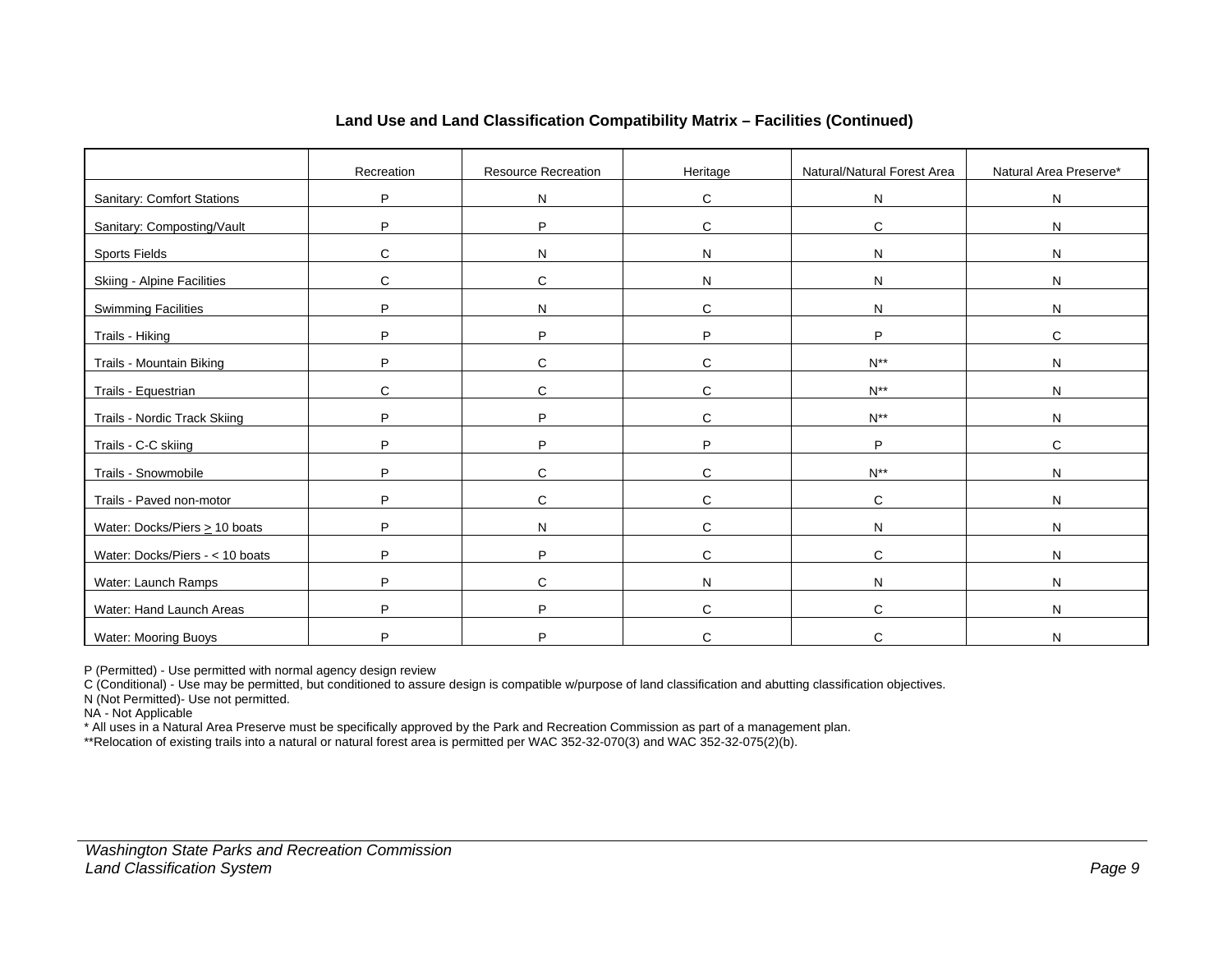**Land Use and Land Classification Compatibility Matrix – Facilities (Continued)**

| | Recreation | Resource Recreation | Heritage | Natural/Natural Forest Area | Natural Area Preserve* |
|---|---|---|---|---|---|
| Sanitary: Comfort Stations | P | N | C | N | N |
| Sanitary: Composting/Vault | P | P | C | C | N |
| Sports Fields | C | N | N | N | N |
| Skiing - Alpine Facilities | C | C | N | N | N |
| Swimming Facilities | P | N | C | N | N |
| Trails - Hiking | P | P | P | P | C |
| Trails - Mountain Biking | P | C | C | N** | N |
| Trails - Equestrian | C | C | C | N** | N |
| Trails - Nordic Track Skiing | P | P | C | N** | N |
| Trails - C-C skiing | P | P | P | P | C |
| Trails - Snowmobile | P | C | C | N** | N |
| Trails - Paved non-motor | P | C | C | C | N |
| Water: Docks/Piers ≥ 10 boats | P | N | C | N | N |
| Water: Docks/Piers - < 10 boats | P | P | C | C | N |
| Water: Launch Ramps | P | C | N | N | N |
| Water: Hand Launch Areas | P | P | C | C | N |
| Water: Mooring Buoys | P | P | C | C | N |

P (Permitted) - Use permitted with normal agency design review
C (Conditional) - Use may be permitted, but conditioned to assure design is compatible w/purpose of land classification and abutting classification objectives.
N (Not Permitted)- Use not permitted.
NA - Not Applicable
* All uses in a Natural Area Preserve must be specifically approved by the Park and Recreation Commission as part of a management plan.
**Relocation of existing trails into a natural or natural forest area is permitted per WAC 352-32-070(3) and WAC 352-32-075(2)(b).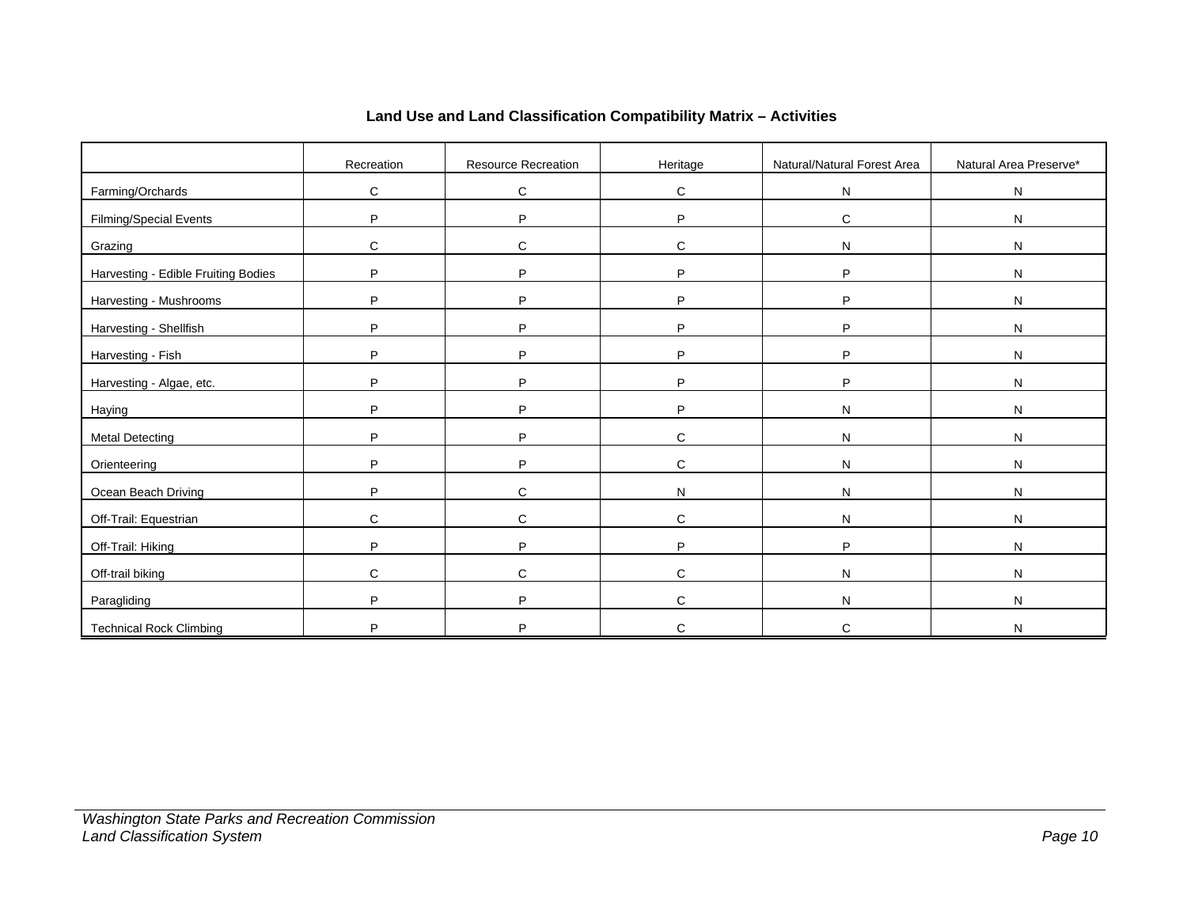**Land Use and Land Classification Compatibility Matrix – Activities**

| | Recreation | Resource Recreation | Heritage | Natural/Natural Forest Area | Natural Area Preserve* |
|---|---|---|---|---|---|
| Farming/Orchards | C | C | C | N | N |
| Filming/Special Events | P | P | P | C | N |
| Grazing | C | C | C | N | N |
| Harvesting - Edible Fruiting Bodies | P | P | P | P | N |
| Harvesting - Mushrooms | P | P | P | P | N |
| Harvesting - Shellfish | P | P | P | P | N |
| Harvesting - Fish | P | P | P | P | N |
| Harvesting - Algae, etc. | P | P | P | P | N |
| Haying | P | P | P | N | N |
| Metal Detecting | P | P | C | N | N |
| Orienteering | P | P | C | N | N |
| Ocean Beach Driving | P | C | N | N | N |
| Off-Trail: Equestrian | C | C | C | N | N |
| Off-Trail: Hiking | P | P | P | P | N |
| Off-trail biking | C | C | C | N | N |
| Paragliding | P | P | C | N | N |
| Technical Rock Climbing | P | P | C | C | N |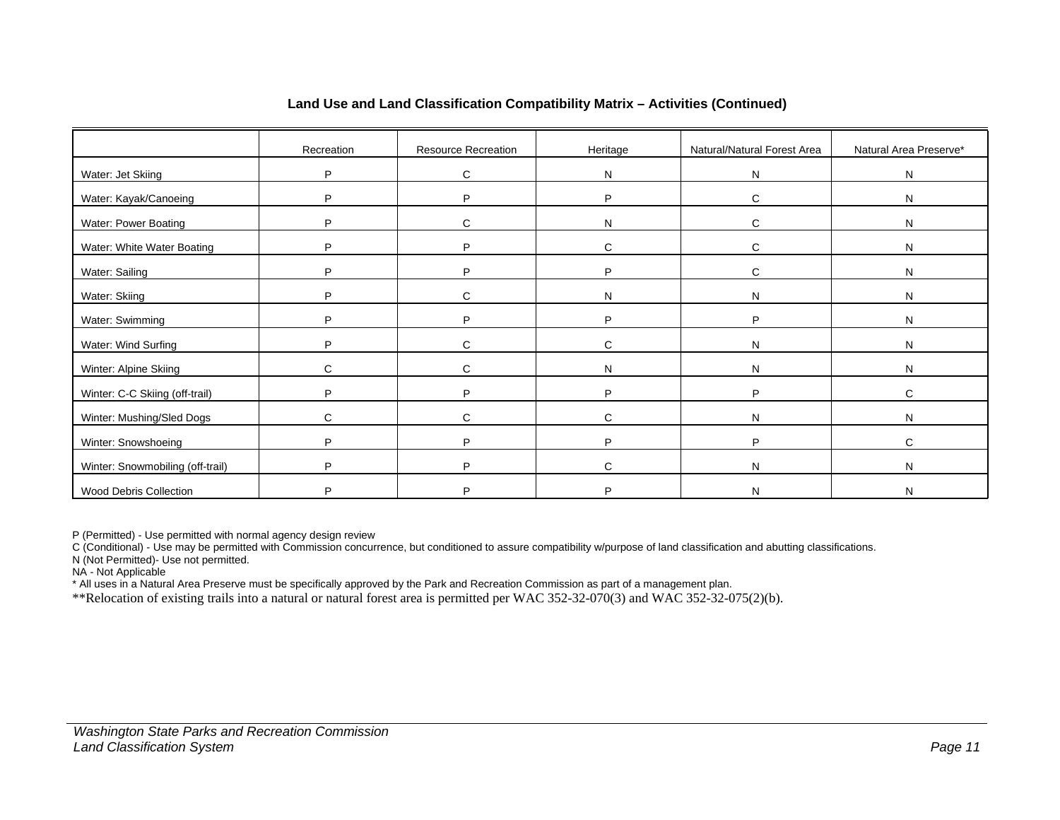**Land Use and Land Classification Compatibility Matrix – Activities (Continued)**

| | Recreation | Resource Recreation | Heritage | Natural/Natural Forest Area | Natural Area Preserve* |
|---|---|---|---|---|---|
| Water: Jet Skiing | P | C | N | N | N |
| Water: Kayak/Canoeing | P | P | P | C | N |
| Water: Power Boating | P | C | N | C | N |
| Water: White Water Boating | P | P | C | C | N |
| Water: Sailing | P | P | P | C | N |
| Water: Skiing | P | C | N | N | N |
| Water: Swimming | P | P | P | P | N |
| Water: Wind Surfing | P | C | C | N | N |
| Winter: Alpine Skiing | C | C | N | N | N |
| Winter: C-C Skiing (off-trail) | P | P | P | P | C |
| Winter: Mushing/Sled Dogs | C | C | C | N | N |
| Winter: Snowshoeing | P | P | P | P | C |
| Winter: Snowmobiling (off-trail) | P | P | C | N | N |
| Wood Debris Collection | P | P | P | N | N |

P (Permitted) - Use permitted with normal agency design review
C (Conditional) - Use may be permitted with Commission concurrence, but conditioned to assure compatibility w/purpose of land classification and abutting classifications.
N (Not Permitted)- Use not permitted.
NA - Not Applicable
* All uses in a Natural Area Preserve must be specifically approved by the Park and Recreation Commission as part of a management plan.
**Relocation of existing trails into a natural or natural forest area is permitted per WAC 352-32-070(3) and WAC 352-32-075(2)(b).